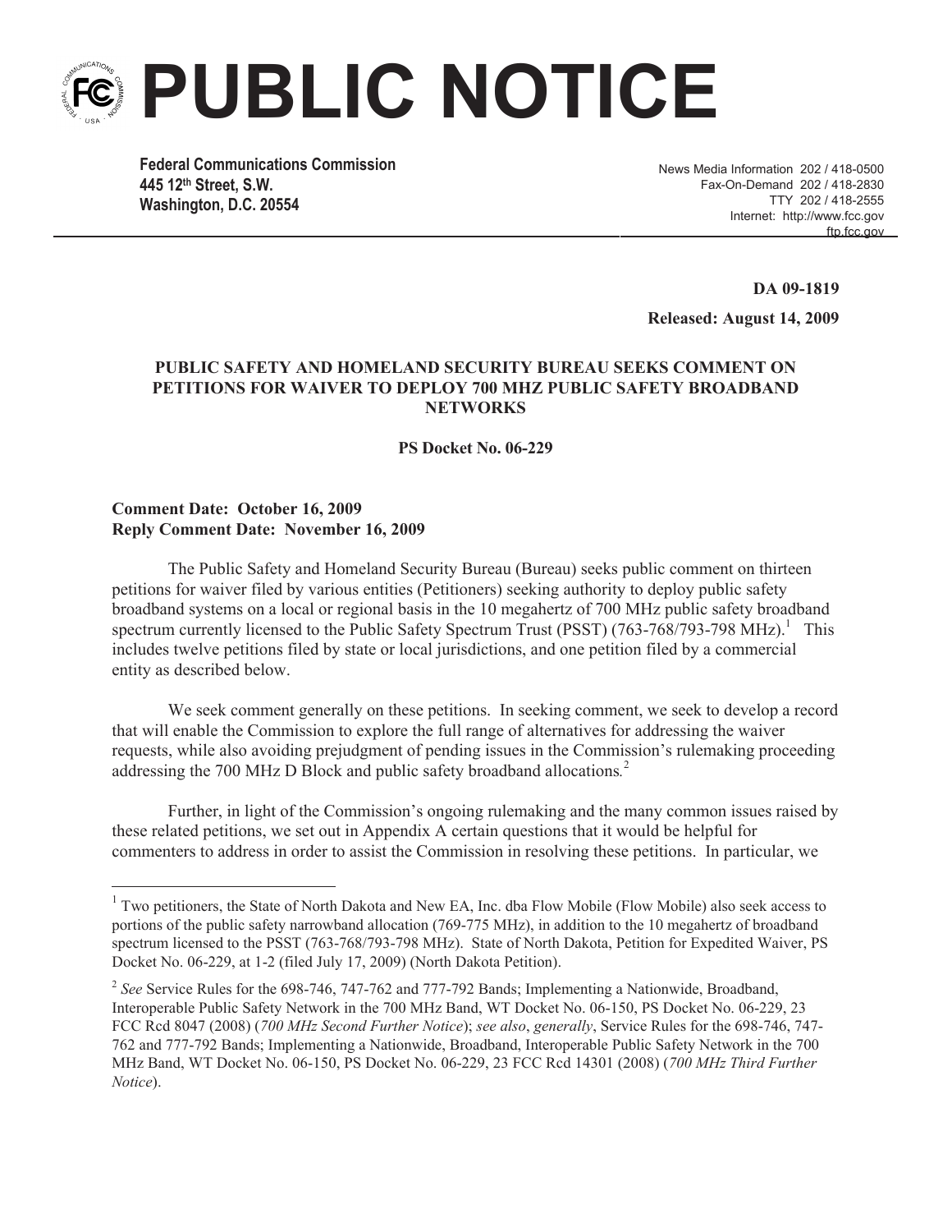# PUBLIC NOTICE

**Federal Communications Commission**
**445 12th Street, S.W.**
**Washington, D.C. 20554**

News Media Information 202 / 418-0500
Fax-On-Demand 202 / 418-2830
TTY 202 / 418-2555
Internet: http://www.fcc.gov
ftp.fcc.gov

**DA 09-1819**

**Released: August 14, 2009**

**PUBLIC SAFETY AND HOMELAND SECURITY BUREAU SEEKS COMMENT ON PETITIONS FOR WAIVER TO DEPLOY 700 MHZ PUBLIC SAFETY BROADBAND NETWORKS**

**PS Docket No. 06-229**

**Comment Date: October 16, 2009**
**Reply Comment Date: November 16, 2009**

The Public Safety and Homeland Security Bureau (Bureau) seeks public comment on thirteen petitions for waiver filed by various entities (Petitioners) seeking authority to deploy public safety broadband systems on a local or regional basis in the 10 megahertz of 700 MHz public safety broadband spectrum currently licensed to the Public Safety Spectrum Trust (PSST) (763-768/793-798 MHz).[1] This includes twelve petitions filed by state or local jurisdictions, and one petition filed by a commercial entity as described below.

We seek comment generally on these petitions. In seeking comment, we seek to develop a record that will enable the Commission to explore the full range of alternatives for addressing the waiver requests, while also avoiding prejudgment of pending issues in the Commission's rulemaking proceeding addressing the 700 MHz D Block and public safety broadband allocations.[2]

Further, in light of the Commission's ongoing rulemaking and the many common issues raised by these related petitions, we set out in Appendix A certain questions that it would be helpful for commenters to address in order to assist the Commission in resolving these petitions. In particular, we

[1] Two petitioners, the State of North Dakota and New EA, Inc. dba Flow Mobile (Flow Mobile) also seek access to portions of the public safety narrowband allocation (769-775 MHz), in addition to the 10 megahertz of broadband spectrum licensed to the PSST (763-768/793-798 MHz). State of North Dakota, Petition for Expedited Waiver, PS Docket No. 06-229, at 1-2 (filed July 17, 2009) (North Dakota Petition).

[2] *See* Service Rules for the 698-746, 747-762 and 777-792 Bands; Implementing a Nationwide, Broadband, Interoperable Public Safety Network in the 700 MHz Band, WT Docket No. 06-150, PS Docket No. 06-229, 23 FCC Rcd 8047 (2008) (*700 MHz Second Further Notice*); *see also*, *generally*, Service Rules for the 698-746, 747-762 and 777-792 Bands; Implementing a Nationwide, Broadband, Interoperable Public Safety Network in the 700 MHz Band, WT Docket No. 06-150, PS Docket No. 06-229, 23 FCC Rcd 14301 (2008) (*700 MHz Third Further Notice*).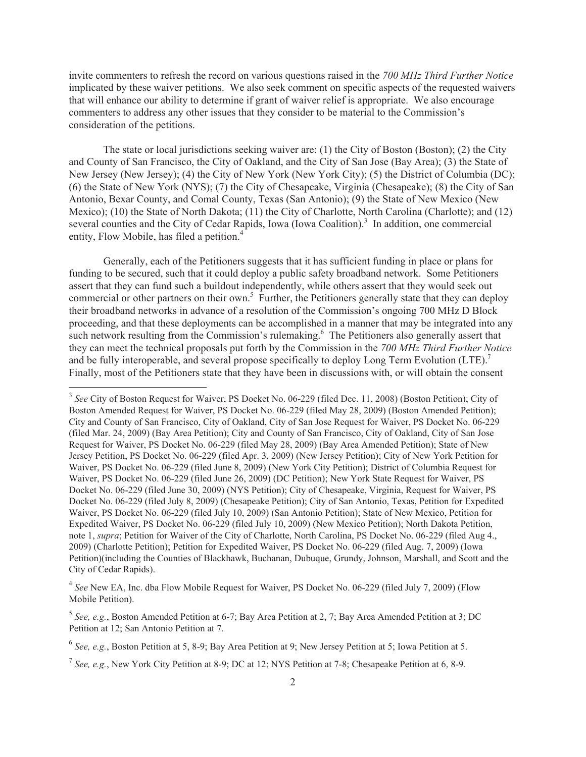invite commenters to refresh the record on various questions raised in the *700 MHz Third Further Notice* implicated by these waiver petitions. We also seek comment on specific aspects of the requested waivers that will enhance our ability to determine if grant of waiver relief is appropriate. We also encourage commenters to address any other issues that they consider to be material to the Commission's consideration of the petitions.

The state or local jurisdictions seeking waiver are: (1) the City of Boston (Boston); (2) the City and County of San Francisco, the City of Oakland, and the City of San Jose (Bay Area); (3) the State of New Jersey (New Jersey); (4) the City of New York (New York City); (5) the District of Columbia (DC); (6) the State of New York (NYS); (7) the City of Chesapeake, Virginia (Chesapeake); (8) the City of San Antonio, Bexar County, and Comal County, Texas (San Antonio); (9) the State of New Mexico (New Mexico); (10) the State of North Dakota; (11) the City of Charlotte, North Carolina (Charlotte); and (12) several counties and the City of Cedar Rapids, Iowa (Iowa Coalition).[3] In addition, one commercial entity, Flow Mobile, has filed a petition.[4]

Generally, each of the Petitioners suggests that it has sufficient funding in place or plans for funding to be secured, such that it could deploy a public safety broadband network. Some Petitioners assert that they can fund such a buildout independently, while others assert that they would seek out commercial or other partners on their own.[5] Further, the Petitioners generally state that they can deploy their broadband networks in advance of a resolution of the Commission's ongoing 700 MHz D Block proceeding, and that these deployments can be accomplished in a manner that may be integrated into any such network resulting from the Commission's rulemaking.[6] The Petitioners also generally assert that they can meet the technical proposals put forth by the Commission in the *700 MHz Third Further Notice* and be fully interoperable, and several propose specifically to deploy Long Term Evolution (LTE).[7] Finally, most of the Petitioners state that they have been in discussions with, or will obtain the consent

---

[3] *See* City of Boston Request for Waiver, PS Docket No. 06-229 (filed Dec. 11, 2008) (Boston Petition); City of Boston Amended Request for Waiver, PS Docket No. 06-229 (filed May 28, 2009) (Boston Amended Petition); City and County of San Francisco, City of Oakland, City of San Jose Request for Waiver, PS Docket No. 06-229 (filed Mar. 24, 2009) (Bay Area Petition); City and County of San Francisco, City of Oakland, City of San Jose Request for Waiver, PS Docket No. 06-229 (filed May 28, 2009) (Bay Area Amended Petition); State of New Jersey Petition, PS Docket No. 06-229 (filed Apr. 3, 2009) (New Jersey Petition); City of New York Petition for Waiver, PS Docket No. 06-229 (filed June 8, 2009) (New York City Petition); District of Columbia Request for Waiver, PS Docket No. 06-229 (filed June 26, 2009) (DC Petition); New York State Request for Waiver, PS Docket No. 06-229 (filed June 30, 2009) (NYS Petition); City of Chesapeake, Virginia, Request for Waiver, PS Docket No. 06-229 (filed July 8, 2009) (Chesapeake Petition); City of San Antonio, Texas, Petition for Expedited Waiver, PS Docket No. 06-229 (filed July 10, 2009) (San Antonio Petition); State of New Mexico, Petition for Expedited Waiver, PS Docket No. 06-229 (filed July 10, 2009) (New Mexico Petition); North Dakota Petition, note 1, *supra*; Petition for Waiver of the City of Charlotte, North Carolina, PS Docket No. 06-229 (filed Aug 4., 2009) (Charlotte Petition); Petition for Expedited Waiver, PS Docket No. 06-229 (filed Aug. 7, 2009) (Iowa Petition)(including the Counties of Blackhawk, Buchanan, Dubuque, Grundy, Johnson, Marshall, and Scott and the City of Cedar Rapids).

[4] *See* New EA, Inc. dba Flow Mobile Request for Waiver, PS Docket No. 06-229 (filed July 7, 2009) (Flow Mobile Petition).

[5] *See, e.g.*, Boston Amended Petition at 6-7; Bay Area Petition at 2, 7; Bay Area Amended Petition at 3; DC Petition at 12; San Antonio Petition at 7.

[6] *See, e.g.*, Boston Petition at 5, 8-9; Bay Area Petition at 9; New Jersey Petition at 5; Iowa Petition at 5.

[7] *See, e.g.*, New York City Petition at 8-9; DC at 12; NYS Petition at 7-8; Chesapeake Petition at 6, 8-9.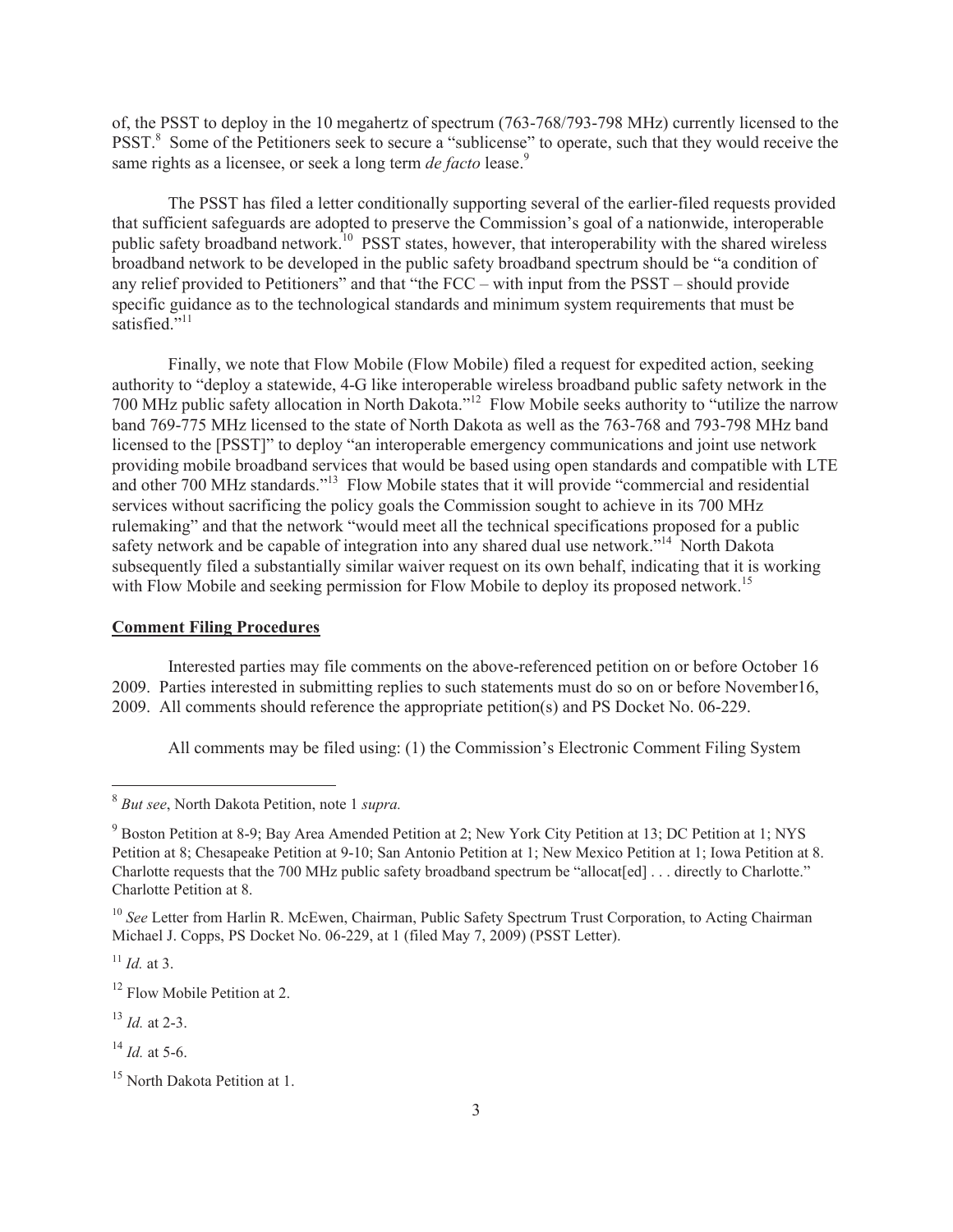of, the PSST to deploy in the 10 megahertz of spectrum (763-768/793-798 MHz) currently licensed to the PSST.[8] Some of the Petitioners seek to secure a "sublicense" to operate, such that they would receive the same rights as a licensee, or seek a long term *de facto* lease.[9]

The PSST has filed a letter conditionally supporting several of the earlier-filed requests provided that sufficient safeguards are adopted to preserve the Commission's goal of a nationwide, interoperable public safety broadband network.[10] PSST states, however, that interoperability with the shared wireless broadband network to be developed in the public safety broadband spectrum should be "a condition of any relief provided to Petitioners" and that "the FCC – with input from the PSST – should provide specific guidance as to the technological standards and minimum system requirements that must be satisfied."[11]

Finally, we note that Flow Mobile (Flow Mobile) filed a request for expedited action, seeking authority to "deploy a statewide, 4-G like interoperable wireless broadband public safety network in the 700 MHz public safety allocation in North Dakota."[12] Flow Mobile seeks authority to "utilize the narrow band 769-775 MHz licensed to the state of North Dakota as well as the 763-768 and 793-798 MHz band licensed to the [PSST]" to deploy "an interoperable emergency communications and joint use network providing mobile broadband services that would be based using open standards and compatible with LTE and other 700 MHz standards."[13] Flow Mobile states that it will provide "commercial and residential services without sacrificing the policy goals the Commission sought to achieve in its 700 MHz rulemaking" and that the network "would meet all the technical specifications proposed for a public safety network and be capable of integration into any shared dual use network."[14] North Dakota subsequently filed a substantially similar waiver request on its own behalf, indicating that it is working with Flow Mobile and seeking permission for Flow Mobile to deploy its proposed network.[15]

**Comment Filing Procedures**

Interested parties may file comments on the above-referenced petition on or before October 16 2009. Parties interested in submitting replies to such statements must do so on or before November16, 2009. All comments should reference the appropriate petition(s) and PS Docket No. 06-229.

All comments may be filed using: (1) the Commission's Electronic Comment Filing System

---

[8] *But see*, North Dakota Petition, note 1 *supra.*

[9] Boston Petition at 8-9; Bay Area Amended Petition at 2; New York City Petition at 13; DC Petition at 1; NYS Petition at 8; Chesapeake Petition at 9-10; San Antonio Petition at 1; New Mexico Petition at 1; Iowa Petition at 8. Charlotte requests that the 700 MHz public safety broadband spectrum be "allocat[ed] . . . directly to Charlotte." Charlotte Petition at 8.

[10] *See* Letter from Harlin R. McEwen, Chairman, Public Safety Spectrum Trust Corporation, to Acting Chairman Michael J. Copps, PS Docket No. 06-229, at 1 (filed May 7, 2009) (PSST Letter).

[11] *Id.* at 3.

[12] Flow Mobile Petition at 2.

[13] *Id.* at 2-3.

[14] *Id.* at 5-6.

[15] North Dakota Petition at 1.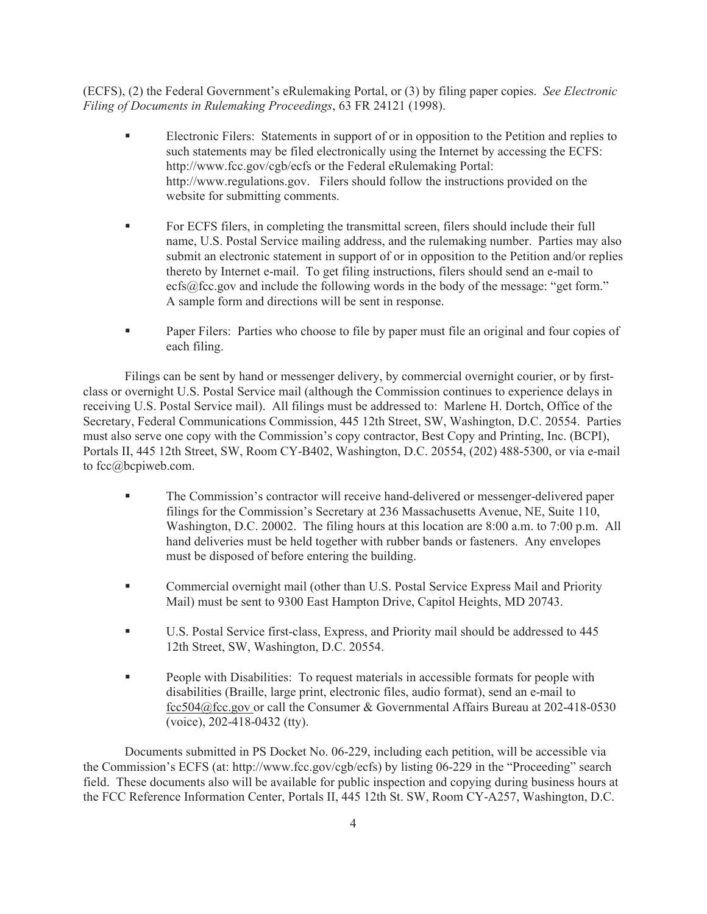(ECFS), (2) the Federal Government's eRulemaking Portal, or (3) by filing paper copies. *See Electronic Filing of Documents in Rulemaking Proceedings*, 63 FR 24121 (1998).

- Electronic Filers: Statements in support of or in opposition to the Petition and replies to such statements may be filed electronically using the Internet by accessing the ECFS: http://www.fcc.gov/cgb/ecfs or the Federal eRulemaking Portal: http://www.regulations.gov. Filers should follow the instructions provided on the website for submitting comments.

- For ECFS filers, in completing the transmittal screen, filers should include their full name, U.S. Postal Service mailing address, and the rulemaking number. Parties may also submit an electronic statement in support of or in opposition to the Petition and/or replies thereto by Internet e-mail. To get filing instructions, filers should send an e-mail to ecfs@fcc.gov and include the following words in the body of the message: "get form." A sample form and directions will be sent in response.

- Paper Filers: Parties who choose to file by paper must file an original and four copies of each filing.

Filings can be sent by hand or messenger delivery, by commercial overnight courier, or by first-class or overnight U.S. Postal Service mail (although the Commission continues to experience delays in receiving U.S. Postal Service mail). All filings must be addressed to: Marlene H. Dortch, Office of the Secretary, Federal Communications Commission, 445 12th Street, SW, Washington, D.C. 20554. Parties must also serve one copy with the Commission's copy contractor, Best Copy and Printing, Inc. (BCPI), Portals II, 445 12th Street, SW, Room CY-B402, Washington, D.C. 20554, (202) 488-5300, or via e-mail to fcc@bcpiweb.com.

- The Commission's contractor will receive hand-delivered or messenger-delivered paper filings for the Commission's Secretary at 236 Massachusetts Avenue, NE, Suite 110, Washington, D.C. 20002. The filing hours at this location are 8:00 a.m. to 7:00 p.m. All hand deliveries must be held together with rubber bands or fasteners. Any envelopes must be disposed of before entering the building.

- Commercial overnight mail (other than U.S. Postal Service Express Mail and Priority Mail) must be sent to 9300 East Hampton Drive, Capitol Heights, MD 20743.

- U.S. Postal Service first-class, Express, and Priority mail should be addressed to 445 12th Street, SW, Washington, D.C. 20554.

- People with Disabilities: To request materials in accessible formats for people with disabilities (Braille, large print, electronic files, audio format), send an e-mail to fcc504@fcc.gov or call the Consumer & Governmental Affairs Bureau at 202-418-0530 (voice), 202-418-0432 (tty).

Documents submitted in PS Docket No. 06-229, including each petition, will be accessible via the Commission's ECFS (at: http://www.fcc.gov/cgb/ecfs) by listing 06-229 in the "Proceeding" search field. These documents also will be available for public inspection and copying during business hours at the FCC Reference Information Center, Portals II, 445 12th St. SW, Room CY-A257, Washington, D.C.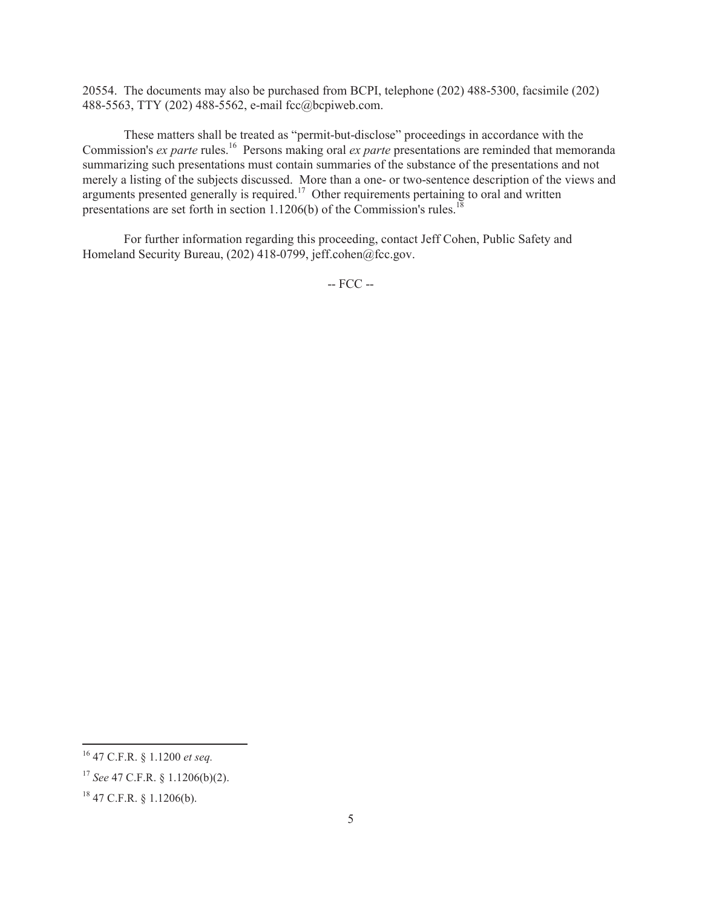20554. The documents may also be purchased from BCPI, telephone (202) 488-5300, facsimile (202) 488-5563, TTY (202) 488-5562, e-mail fcc@bcpiweb.com.

These matters shall be treated as "permit-but-disclose" proceedings in accordance with the Commission's *ex parte* rules.[16] Persons making oral *ex parte* presentations are reminded that memoranda summarizing such presentations must contain summaries of the substance of the presentations and not merely a listing of the subjects discussed. More than a one- or two-sentence description of the views and arguments presented generally is required.[17] Other requirements pertaining to oral and written presentations are set forth in section 1.1206(b) of the Commission's rules.[18]

For further information regarding this proceeding, contact Jeff Cohen, Public Safety and Homeland Security Bureau, (202) 418-0799, jeff.cohen@fcc.gov.

-- FCC --

---

[16] 47 C.F.R. § 1.1200 *et seq.*

[17] *See* 47 C.F.R. § 1.1206(b)(2).

[18] 47 C.F.R. § 1.1206(b).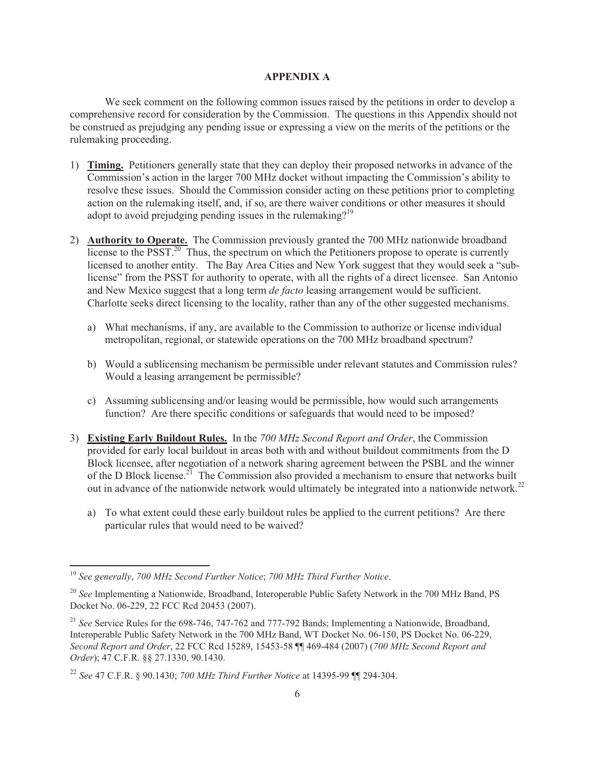# APPENDIX A

We seek comment on the following common issues raised by the petitions in order to develop a comprehensive record for consideration by the Commission. The questions in this Appendix should not be construed as prejudging any pending issue or expressing a view on the merits of the petitions or the rulemaking proceeding.

1) **Timing.** Petitioners generally state that they can deploy their proposed networks in advance of the Commission's action in the larger 700 MHz docket without impacting the Commission's ability to resolve these issues. Should the Commission consider acting on these petitions prior to completing action on the rulemaking itself, and, if so, are there waiver conditions or other measures it should adopt to avoid prejudging pending issues in the rulemaking?[19]

2) **Authority to Operate.** The Commission previously granted the 700 MHz nationwide broadband license to the PSST.[20] Thus, the spectrum on which the Petitioners propose to operate is currently licensed to another entity. The Bay Area Cities and New York suggest that they would seek a "sub-license" from the PSST for authority to operate, with all the rights of a direct licensee. San Antonio and New Mexico suggest that a long term *de facto* leasing arrangement would be sufficient. Charlotte seeks direct licensing to the locality, rather than any of the other suggested mechanisms.

   a) What mechanisms, if any, are available to the Commission to authorize or license individual metropolitan, regional, or statewide operations on the 700 MHz broadband spectrum?

   b) Would a sublicensing mechanism be permissible under relevant statutes and Commission rules? Would a leasing arrangement be permissible?

   c) Assuming sublicensing and/or leasing would be permissible, how would such arrangements function? Are there specific conditions or safeguards that would need to be imposed?

3) **Existing Early Buildout Rules.** In the *700 MHz Second Report and Order*, the Commission provided for early local buildout in areas both with and without buildout commitments from the D Block licensee, after negotiation of a network sharing agreement between the PSBL and the winner of the D Block license.[21] The Commission also provided a mechanism to ensure that networks built out in advance of the nationwide network would ultimately be integrated into a nationwide network.[22]

   a) To what extent could these early buildout rules be applied to the current petitions? Are there particular rules that would need to be waived?

---

[19] *See generally*, *700 MHz Second Further Notice*; *700 MHz Third Further Notice*.

[20] *See* Implementing a Nationwide, Broadband, Interoperable Public Safety Network in the 700 MHz Band, PS Docket No. 06-229, 22 FCC Rcd 20453 (2007).

[21] *See* Service Rules for the 698-746, 747-762 and 777-792 Bands; Implementing a Nationwide, Broadband, Interoperable Public Safety Network in the 700 MHz Band, WT Docket No. 06-150, PS Docket No. 06-229, *Second Report and Order*, 22 FCC Rcd 15289, 15453-58 ¶¶ 469-484 (2007) (*700 MHz Second Report and Order*); 47 C.F.R. §§ 27.1330, 90.1430.

[22] *See* 47 C.F.R. § 90.1430; *700 MHz Third Further Notice* at 14395-99 ¶¶ 294-304.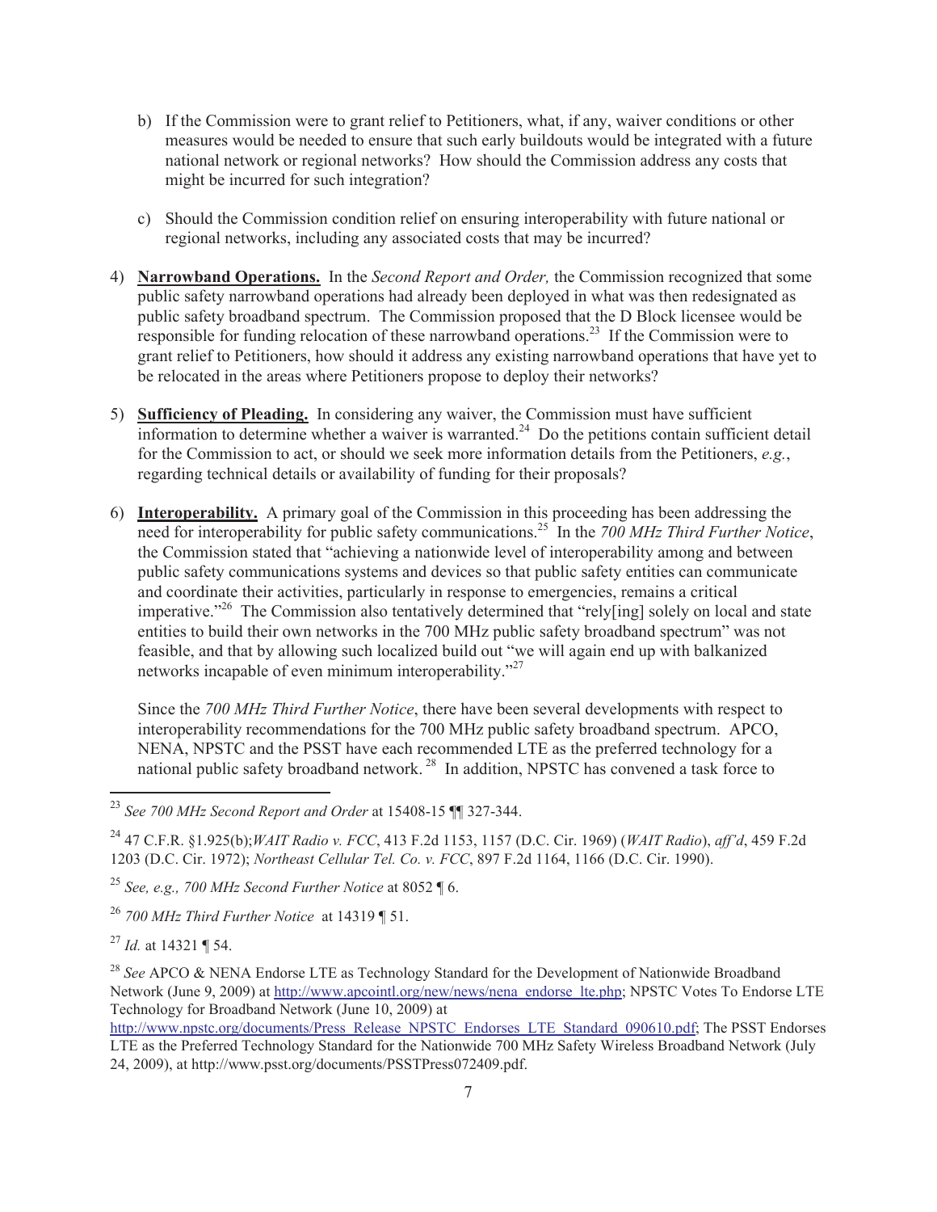b) If the Commission were to grant relief to Petitioners, what, if any, waiver conditions or other measures would be needed to ensure that such early buildouts would be integrated with a future national network or regional networks? How should the Commission address any costs that might be incurred for such integration?

c) Should the Commission condition relief on ensuring interoperability with future national or regional networks, including any associated costs that may be incurred?

4) **Narrowband Operations.** In the *Second Report and Order,* the Commission recognized that some public safety narrowband operations had already been deployed in what was then redesignated as public safety broadband spectrum. The Commission proposed that the D Block licensee would be responsible for funding relocation of these narrowband operations.[23] If the Commission were to grant relief to Petitioners, how should it address any existing narrowband operations that have yet to be relocated in the areas where Petitioners propose to deploy their networks?

5) **Sufficiency of Pleading.** In considering any waiver, the Commission must have sufficient information to determine whether a waiver is warranted.[24] Do the petitions contain sufficient detail for the Commission to act, or should we seek more information details from the Petitioners, *e.g.*, regarding technical details or availability of funding for their proposals?

6) **Interoperability.** A primary goal of the Commission in this proceeding has been addressing the need for interoperability for public safety communications.[25] In the *700 MHz Third Further Notice*, the Commission stated that "achieving a nationwide level of interoperability among and between public safety communications systems and devices so that public safety entities can communicate and coordinate their activities, particularly in response to emergencies, remains a critical imperative."[26] The Commission also tentatively determined that "rely[ing] solely on local and state entities to build their own networks in the 700 MHz public safety broadband spectrum" was not feasible, and that by allowing such localized build out "we will again end up with balkanized networks incapable of even minimum interoperability."[27]

Since the *700 MHz Third Further Notice*, there have been several developments with respect to interoperability recommendations for the 700 MHz public safety broadband spectrum. APCO, NENA, NPSTC and the PSST have each recommended LTE as the preferred technology for a national public safety broadband network.[28] In addition, NPSTC has convened a task force to

---

[23] *See 700 MHz Second Report and Order* at 15408-15 ¶¶ 327-344.

[24] 47 C.F.R. §1.925(b); *WAIT Radio v. FCC*, 413 F.2d 1153, 1157 (D.C. Cir. 1969) (*WAIT Radio*), *aff'd*, 459 F.2d 1203 (D.C. Cir. 1972); *Northeast Cellular Tel. Co. v. FCC*, 897 F.2d 1164, 1166 (D.C. Cir. 1990).

[25] *See, e.g., 700 MHz Second Further Notice* at 8052 ¶ 6.

[26] *700 MHz Third Further Notice* at 14319 ¶ 51.

[27] *Id.* at 14321 ¶ 54.

[28] *See* APCO & NENA Endorse LTE as Technology Standard for the Development of Nationwide Broadband Network (June 9, 2009) at http://www.apcointl.org/new/news/nena_endorse_lte.php; NPSTC Votes To Endorse LTE Technology for Broadband Network (June 10, 2009) at http://www.npstc.org/documents/Press_Release_NPSTC_Endorses_LTE_Standard_090610.pdf; The PSST Endorses LTE as the Preferred Technology Standard for the Nationwide 700 MHz Safety Wireless Broadband Network (July 24, 2009), at http://www.psst.org/documents/PSSTPress072409.pdf.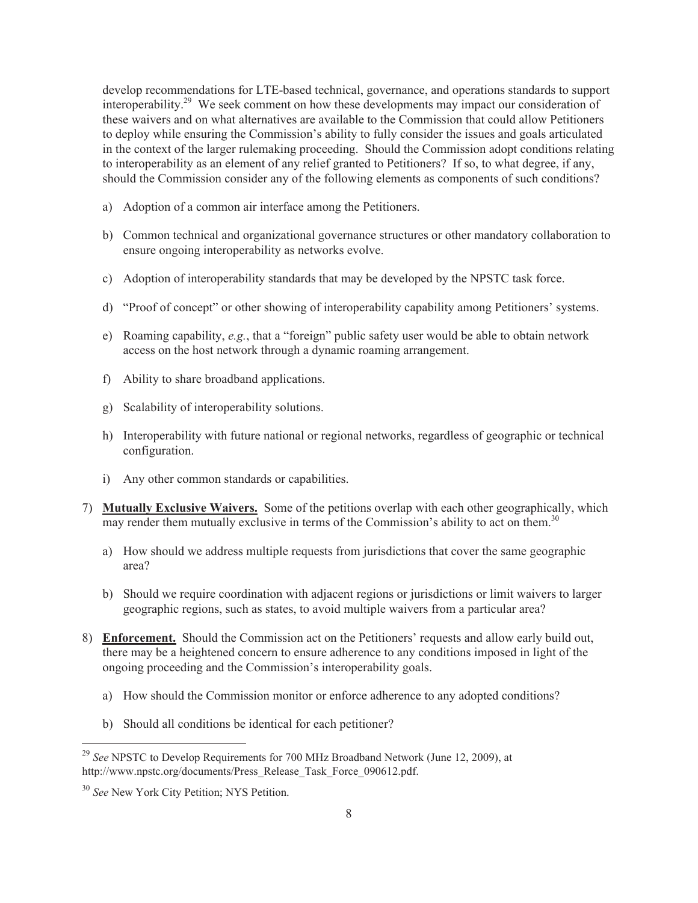develop recommendations for LTE-based technical, governance, and operations standards to support interoperability.[29] We seek comment on how these developments may impact our consideration of these waivers and on what alternatives are available to the Commission that could allow Petitioners to deploy while ensuring the Commission's ability to fully consider the issues and goals articulated in the context of the larger rulemaking proceeding. Should the Commission adopt conditions relating to interoperability as an element of any relief granted to Petitioners? If so, to what degree, if any, should the Commission consider any of the following elements as components of such conditions?

a) Adoption of a common air interface among the Petitioners.

b) Common technical and organizational governance structures or other mandatory collaboration to ensure ongoing interoperability as networks evolve.

c) Adoption of interoperability standards that may be developed by the NPSTC task force.

d) "Proof of concept" or other showing of interoperability capability among Petitioners' systems.

e) Roaming capability, *e.g.*, that a "foreign" public safety user would be able to obtain network access on the host network through a dynamic roaming arrangement.

f) Ability to share broadband applications.

g) Scalability of interoperability solutions.

h) Interoperability with future national or regional networks, regardless of geographic or technical configuration.

i) Any other common standards or capabilities.

7) **<u>Mutually Exclusive Waivers.</u>** Some of the petitions overlap with each other geographically, which may render them mutually exclusive in terms of the Commission's ability to act on them.[30]

a) How should we address multiple requests from jurisdictions that cover the same geographic area?

b) Should we require coordination with adjacent regions or jurisdictions or limit waivers to larger geographic regions, such as states, to avoid multiple waivers from a particular area?

8) **<u>Enforcement.</u>** Should the Commission act on the Petitioners' requests and allow early build out, there may be a heightened concern to ensure adherence to any conditions imposed in light of the ongoing proceeding and the Commission's interoperability goals.

a) How should the Commission monitor or enforce adherence to any adopted conditions?

b) Should all conditions be identical for each petitioner?

---

[29] *See* NPSTC to Develop Requirements for 700 MHz Broadband Network (June 12, 2009), at http://www.npstc.org/documents/Press_Release_Task_Force_090612.pdf.

[30] *See* New York City Petition; NYS Petition.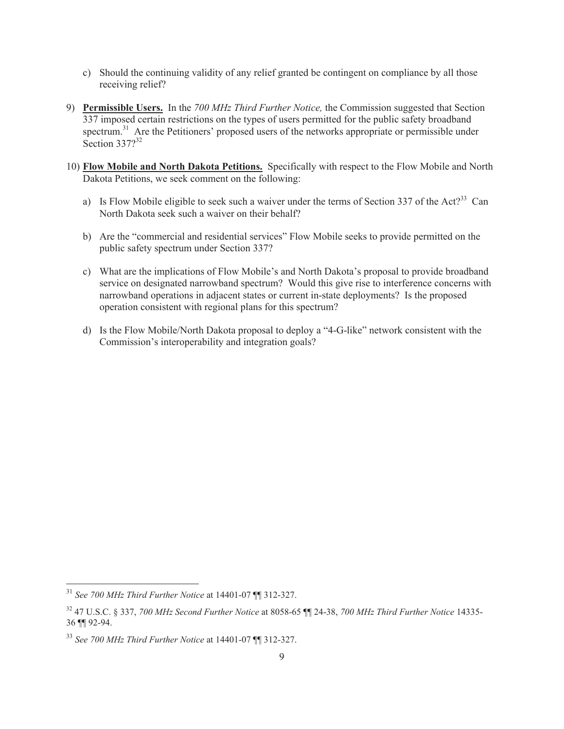c) Should the continuing validity of any relief granted be contingent on compliance by all those receiving relief?

9) **Permissible Users.** In the *700 MHz Third Further Notice,* the Commission suggested that Section 337 imposed certain restrictions on the types of users permitted for the public safety broadband spectrum.[31] Are the Petitioners' proposed users of the networks appropriate or permissible under Section 337?[32]

10) **Flow Mobile and North Dakota Petitions.** Specifically with respect to the Flow Mobile and North Dakota Petitions, we seek comment on the following:

    a) Is Flow Mobile eligible to seek such a waiver under the terms of Section 337 of the Act?[33] Can North Dakota seek such a waiver on their behalf?

    b) Are the "commercial and residential services" Flow Mobile seeks to provide permitted on the public safety spectrum under Section 337?

    c) What are the implications of Flow Mobile's and North Dakota's proposal to provide broadband service on designated narrowband spectrum? Would this give rise to interference concerns with narrowband operations in adjacent states or current in-state deployments? Is the proposed operation consistent with regional plans for this spectrum?

    d) Is the Flow Mobile/North Dakota proposal to deploy a "4-G-like" network consistent with the Commission's interoperability and integration goals?

---

[31] *See 700 MHz Third Further Notice* at 14401-07 ¶¶ 312-327.

[32] 47 U.S.C. § 337, *700 MHz Second Further Notice* at 8058-65 ¶¶ 24-38, *700 MHz Third Further Notice* 14335-36 ¶¶ 92-94.

[33] *See 700 MHz Third Further Notice* at 14401-07 ¶¶ 312-327.